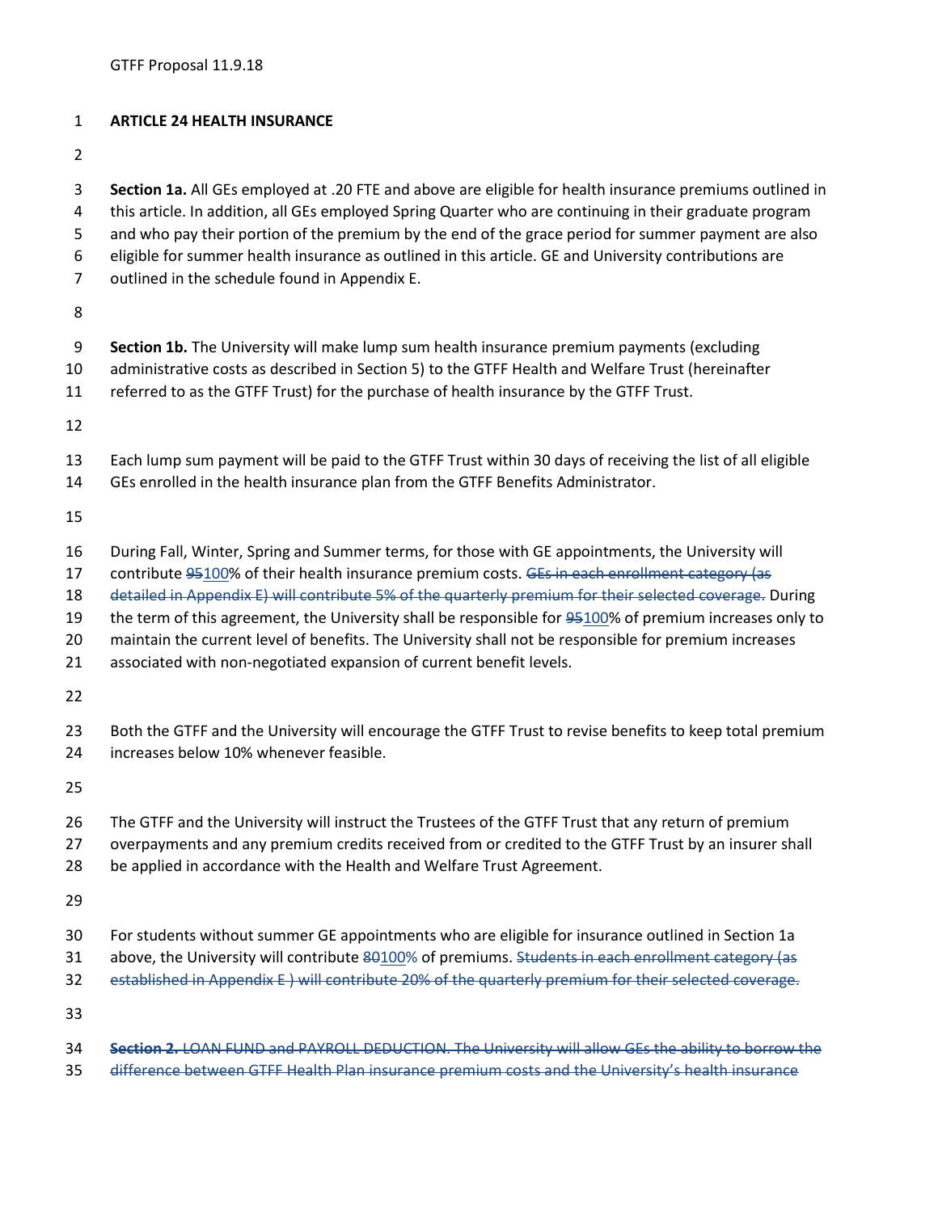GTFF Proposal 11.9.18

**ARTICLE 24 HEALTH INSURANCE**

**Section 1a.** All GEs employed at .20 FTE and above are eligible for health insurance premiums outlined in this article. In addition, all GEs employed Spring Quarter who are continuing in their graduate program and who pay their portion of the premium by the end of the grace period for summer payment are also eligible for summer health insurance as outlined in this article. GE and University contributions are outlined in the schedule found in Appendix E.

**Section 1b.** The University will make lump sum health insurance premium payments (excluding administrative costs as described in Section 5) to the GTFF Health and Welfare Trust (hereinafter referred to as the GTFF Trust) for the purchase of health insurance by the GTFF Trust.

Each lump sum payment will be paid to the GTFF Trust within 30 days of receiving the list of all eligible GEs enrolled in the health insurance plan from the GTFF Benefits Administrator.

During Fall, Winter, Spring and Summer terms, for those with GE appointments, the University will contribute ~~95~~100% of their health insurance premium costs. ~~GEs in each enrollment category (as detailed in Appendix E) will contribute 5% of the quarterly premium for their selected coverage.~~ During the term of this agreement, the University shall be responsible for ~~95~~100% of premium increases only to maintain the current level of benefits. The University shall not be responsible for premium increases associated with non-negotiated expansion of current benefit levels.

Both the GTFF and the University will encourage the GTFF Trust to revise benefits to keep total premium increases below 10% whenever feasible.

The GTFF and the University will instruct the Trustees of the GTFF Trust that any return of premium overpayments and any premium credits received from or credited to the GTFF Trust by an insurer shall be applied in accordance with the Health and Welfare Trust Agreement.

For students without summer GE appointments who are eligible for insurance outlined in Section 1a above, the University will contribute ~~80~~100% of premiums. ~~Students in each enrollment category (as established in Appendix E ) will contribute 20% of the quarterly premium for their selected coverage.~~

~~**Section 2.** LOAN FUND and PAYROLL DEDUCTION. The University will allow GEs the ability to borrow the difference between GTFF Health Plan insurance premium costs and the University's health insurance~~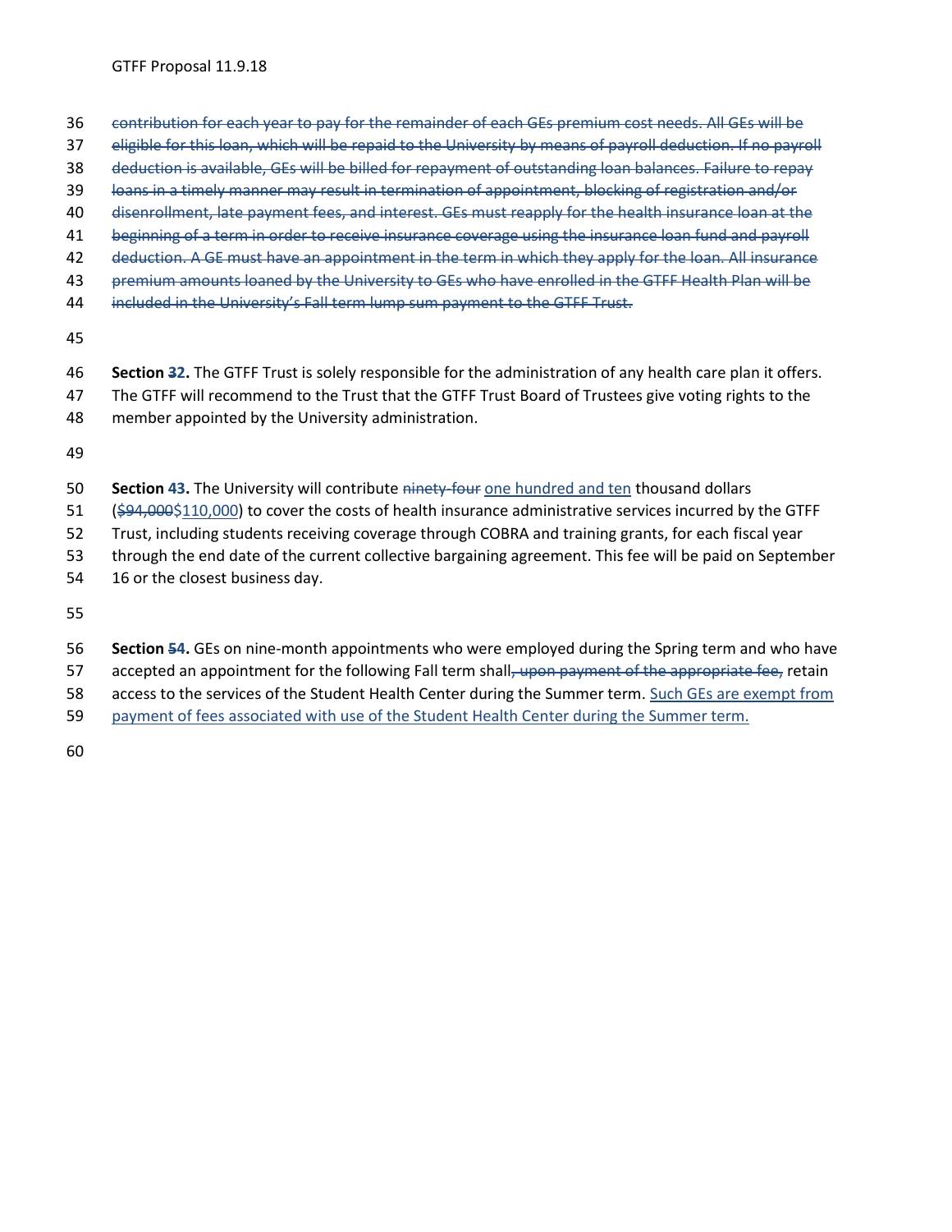~~contribution for each year to pay for the remainder of each GEs premium cost needs. All GEs will be eligible for this loan, which will be repaid to the University by means of payroll deduction. If no payroll deduction is available, GEs will be billed for repayment of outstanding loan balances. Failure to repay loans in a timely manner may result in termination of appointment, blocking of registration and/or disenrollment, late payment fees, and interest. GEs must reapply for the health insurance loan at the beginning of a term in order to receive insurance coverage using the insurance loan fund and payroll deduction. A GE must have an appointment in the term in which they apply for the loan. All insurance premium amounts loaned by the University to GEs who have enrolled in the GTFF Health Plan will be included in the University's Fall term lump sum payment to the GTFF Trust.~~

**Section ~~3~~2.** The GTFF Trust is solely responsible for the administration of any health care plan it offers. The GTFF will recommend to the Trust that the GTFF Trust Board of Trustees give voting rights to the member appointed by the University administration.

**Section ~~4~~3.** The University will contribute ~~ninety-four~~ one hundred and ten thousand dollars (~~$94,000~~$110,000) to cover the costs of health insurance administrative services incurred by the GTFF Trust, including students receiving coverage through COBRA and training grants, for each fiscal year through the end date of the current collective bargaining agreement. This fee will be paid on September 16 or the closest business day.

**Section ~~5~~4.** GEs on nine-month appointments who were employed during the Spring term and who have accepted an appointment for the following Fall term shall~~, upon payment of the appropriate fee,~~ retain access to the services of the Student Health Center during the Summer term. Such GEs are exempt from payment of fees associated with use of the Student Health Center during the Summer term.